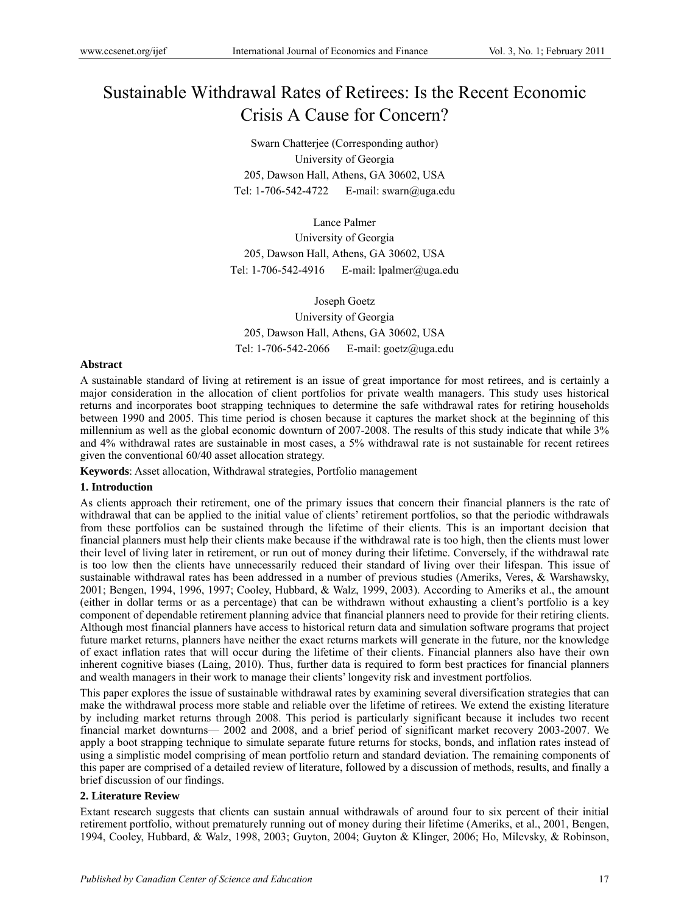# Sustainable Withdrawal Rates of Retirees: Is the Recent Economic Crisis A Cause for Concern?

Swarn Chatterjee (Corresponding author)
University of Georgia
205, Dawson Hall, Athens, GA 30602, USA
Tel: 1-706-542-4722 E-mail: swarn@uga.edu

Lance Palmer
University of Georgia
205, Dawson Hall, Athens, GA 30602, USA
Tel: 1-706-542-4916 E-mail: lpalmer@uga.edu

Joseph Goetz
University of Georgia
205, Dawson Hall, Athens, GA 30602, USA
Tel: 1-706-542-2066 E-mail: goetz@uga.edu

**Abstract**

A sustainable standard of living at retirement is an issue of great importance for most retirees, and is certainly a major consideration in the allocation of client portfolios for private wealth managers. This study uses historical returns and incorporates boot strapping techniques to determine the safe withdrawal rates for retiring households between 1990 and 2005. This time period is chosen because it captures the market shock at the beginning of this millennium as well as the global economic downturn of 2007-2008. The results of this study indicate that while 3% and 4% withdrawal rates are sustainable in most cases, a 5% withdrawal rate is not sustainable for recent retirees given the conventional 60/40 asset allocation strategy.

**Keywords**: Asset allocation, Withdrawal strategies, Portfolio management

## 1. Introduction

As clients approach their retirement, one of the primary issues that concern their financial planners is the rate of withdrawal that can be applied to the initial value of clients' retirement portfolios, so that the periodic withdrawals from these portfolios can be sustained through the lifetime of their clients. This is an important decision that financial planners must help their clients make because if the withdrawal rate is too high, then the clients must lower their level of living later in retirement, or run out of money during their lifetime. Conversely, if the withdrawal rate is too low then the clients have unnecessarily reduced their standard of living over their lifespan. This issue of sustainable withdrawal rates has been addressed in a number of previous studies (Ameriks, Veres, & Warshawsky, 2001; Bengen, 1994, 1996, 1997; Cooley, Hubbard, & Walz, 1999, 2003). According to Ameriks et al., the amount (either in dollar terms or as a percentage) that can be withdrawn without exhausting a client's portfolio is a key component of dependable retirement planning advice that financial planners need to provide for their retiring clients. Although most financial planners have access to historical return data and simulation software programs that project future market returns, planners have neither the exact returns markets will generate in the future, nor the knowledge of exact inflation rates that will occur during the lifetime of their clients. Financial planners also have their own inherent cognitive biases (Laing, 2010). Thus, further data is required to form best practices for financial planners and wealth managers in their work to manage their clients' longevity risk and investment portfolios.

This paper explores the issue of sustainable withdrawal rates by examining several diversification strategies that can make the withdrawal process more stable and reliable over the lifetime of retirees. We extend the existing literature by including market returns through 2008. This period is particularly significant because it includes two recent financial market downturns— 2002 and 2008, and a brief period of significant market recovery 2003-2007. We apply a boot strapping technique to simulate separate future returns for stocks, bonds, and inflation rates instead of using a simplistic model comprising of mean portfolio return and standard deviation. The remaining components of this paper are comprised of a detailed review of literature, followed by a discussion of methods, results, and finally a brief discussion of our findings.

## 2. Literature Review

Extant research suggests that clients can sustain annual withdrawals of around four to six percent of their initial retirement portfolio, without prematurely running out of money during their lifetime (Ameriks, et al., 2001, Bengen, 1994, Cooley, Hubbard, & Walz, 1998, 2003; Guyton, 2004; Guyton & Klinger, 2006; Ho, Milevsky, & Robinson,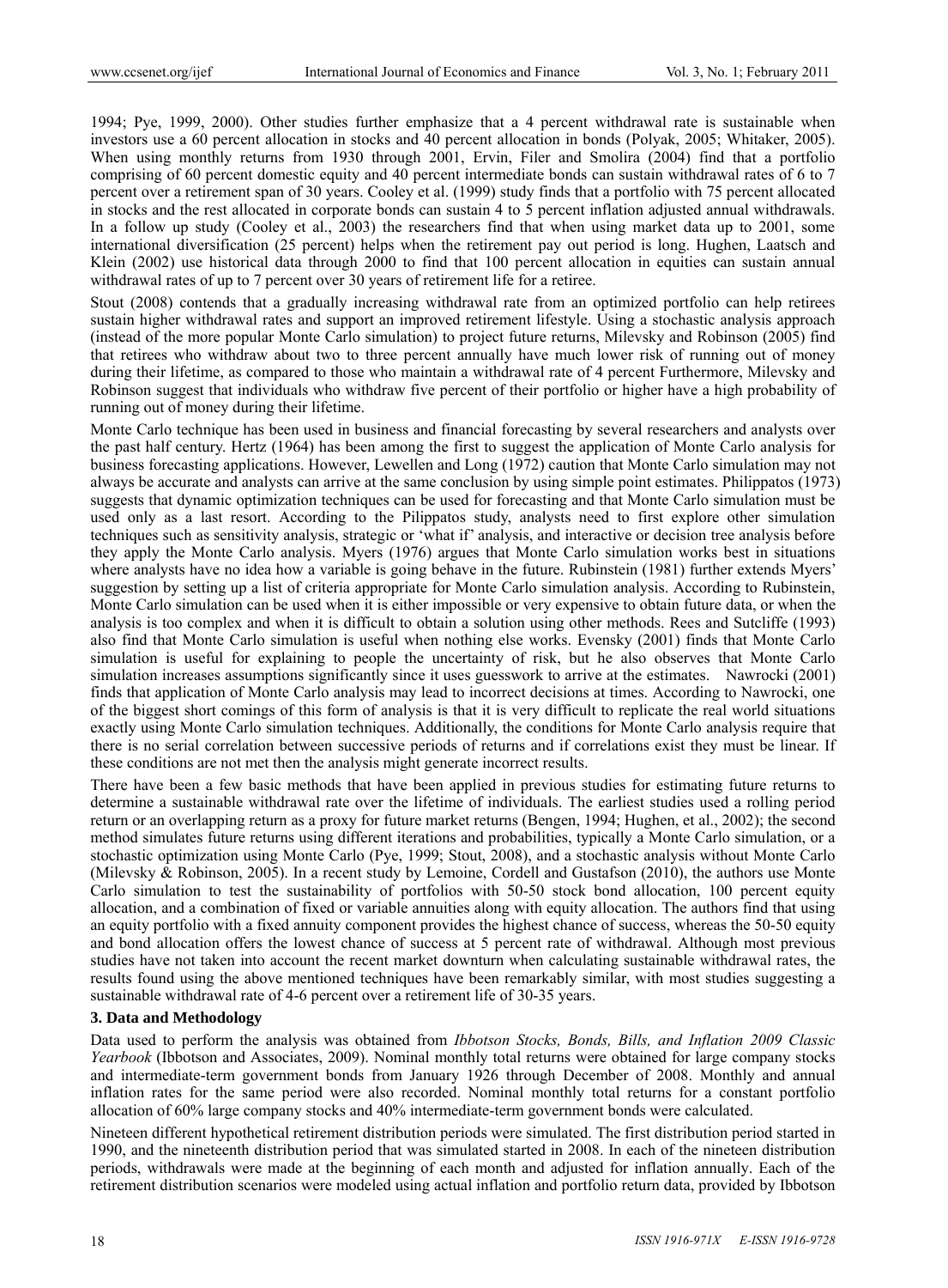1994; Pye, 1999, 2000). Other studies further emphasize that a 4 percent withdrawal rate is sustainable when investors use a 60 percent allocation in stocks and 40 percent allocation in bonds (Polyak, 2005; Whitaker, 2005). When using monthly returns from 1930 through 2001, Ervin, Filer and Smolira (2004) find that a portfolio comprising of 60 percent domestic equity and 40 percent intermediate bonds can sustain withdrawal rates of 6 to 7 percent over a retirement span of 30 years. Cooley et al. (1999) study finds that a portfolio with 75 percent allocated in stocks and the rest allocated in corporate bonds can sustain 4 to 5 percent inflation adjusted annual withdrawals. In a follow up study (Cooley et al., 2003) the researchers find that when using market data up to 2001, some international diversification (25 percent) helps when the retirement pay out period is long. Hughen, Laatsch and Klein (2002) use historical data through 2000 to find that 100 percent allocation in equities can sustain annual withdrawal rates of up to 7 percent over 30 years of retirement life for a retiree.

Stout (2008) contends that a gradually increasing withdrawal rate from an optimized portfolio can help retirees sustain higher withdrawal rates and support an improved retirement lifestyle. Using a stochastic analysis approach (instead of the more popular Monte Carlo simulation) to project future returns, Milevsky and Robinson (2005) find that retirees who withdraw about two to three percent annually have much lower risk of running out of money during their lifetime, as compared to those who maintain a withdrawal rate of 4 percent Furthermore, Milevsky and Robinson suggest that individuals who withdraw five percent of their portfolio or higher have a high probability of running out of money during their lifetime.

Monte Carlo technique has been used in business and financial forecasting by several researchers and analysts over the past half century. Hertz (1964) has been among the first to suggest the application of Monte Carlo analysis for business forecasting applications. However, Lewellen and Long (1972) caution that Monte Carlo simulation may not always be accurate and analysts can arrive at the same conclusion by using simple point estimates. Philippatos (1973) suggests that dynamic optimization techniques can be used for forecasting and that Monte Carlo simulation must be used only as a last resort. According to the Pilippatos study, analysts need to first explore other simulation techniques such as sensitivity analysis, strategic or 'what if' analysis, and interactive or decision tree analysis before they apply the Monte Carlo analysis. Myers (1976) argues that Monte Carlo simulation works best in situations where analysts have no idea how a variable is going behave in the future. Rubinstein (1981) further extends Myers' suggestion by setting up a list of criteria appropriate for Monte Carlo simulation analysis. According to Rubinstein, Monte Carlo simulation can be used when it is either impossible or very expensive to obtain future data, or when the analysis is too complex and when it is difficult to obtain a solution using other methods. Rees and Sutcliffe (1993) also find that Monte Carlo simulation is useful when nothing else works. Evensky (2001) finds that Monte Carlo simulation is useful for explaining to people the uncertainty of risk, but he also observes that Monte Carlo simulation increases assumptions significantly since it uses guesswork to arrive at the estimates. Nawrocki (2001) finds that application of Monte Carlo analysis may lead to incorrect decisions at times. According to Nawrocki, one of the biggest short comings of this form of analysis is that it is very difficult to replicate the real world situations exactly using Monte Carlo simulation techniques. Additionally, the conditions for Monte Carlo analysis require that there is no serial correlation between successive periods of returns and if correlations exist they must be linear. If these conditions are not met then the analysis might generate incorrect results.

There have been a few basic methods that have been applied in previous studies for estimating future returns to determine a sustainable withdrawal rate over the lifetime of individuals. The earliest studies used a rolling period return or an overlapping return as a proxy for future market returns (Bengen, 1994; Hughen, et al., 2002); the second method simulates future returns using different iterations and probabilities, typically a Monte Carlo simulation, or a stochastic optimization using Monte Carlo (Pye, 1999; Stout, 2008), and a stochastic analysis without Monte Carlo (Milevsky & Robinson, 2005). In a recent study by Lemoine, Cordell and Gustafson (2010), the authors use Monte Carlo simulation to test the sustainability of portfolios with 50-50 stock bond allocation, 100 percent equity allocation, and a combination of fixed or variable annuities along with equity allocation. The authors find that using an equity portfolio with a fixed annuity component provides the highest chance of success, whereas the 50-50 equity and bond allocation offers the lowest chance of success at 5 percent rate of withdrawal. Although most previous studies have not taken into account the recent market downturn when calculating sustainable withdrawal rates, the results found using the above mentioned techniques have been remarkably similar, with most studies suggesting a sustainable withdrawal rate of 4-6 percent over a retirement life of 30-35 years.

## 3. Data and Methodology

Data used to perform the analysis was obtained from *Ibbotson Stocks, Bonds, Bills, and Inflation 2009 Classic Yearbook* (Ibbotson and Associates, 2009). Nominal monthly total returns were obtained for large company stocks and intermediate-term government bonds from January 1926 through December of 2008. Monthly and annual inflation rates for the same period were also recorded. Nominal monthly total returns for a constant portfolio allocation of 60% large company stocks and 40% intermediate-term government bonds were calculated.

Nineteen different hypothetical retirement distribution periods were simulated. The first distribution period started in 1990, and the nineteenth distribution period that was simulated started in 2008. In each of the nineteen distribution periods, withdrawals were made at the beginning of each month and adjusted for inflation annually. Each of the retirement distribution scenarios were modeled using actual inflation and portfolio return data, provided by Ibbotson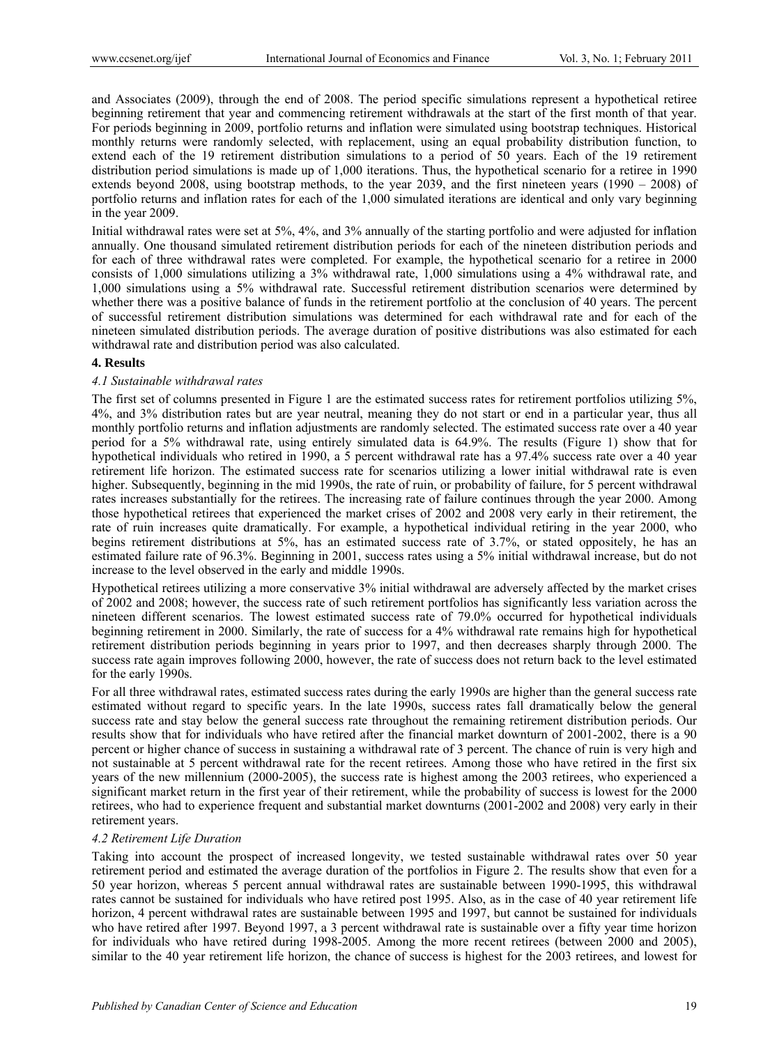and Associates (2009), through the end of 2008. The period specific simulations represent a hypothetical retiree beginning retirement that year and commencing retirement withdrawals at the start of the first month of that year. For periods beginning in 2009, portfolio returns and inflation were simulated using bootstrap techniques. Historical monthly returns were randomly selected, with replacement, using an equal probability distribution function, to extend each of the 19 retirement distribution simulations to a period of 50 years. Each of the 19 retirement distribution period simulations is made up of 1,000 iterations. Thus, the hypothetical scenario for a retiree in 1990 extends beyond 2008, using bootstrap methods, to the year 2039, and the first nineteen years (1990 – 2008) of portfolio returns and inflation rates for each of the 1,000 simulated iterations are identical and only vary beginning in the year 2009.

Initial withdrawal rates were set at 5%, 4%, and 3% annually of the starting portfolio and were adjusted for inflation annually. One thousand simulated retirement distribution periods for each of the nineteen distribution periods and for each of three withdrawal rates were completed. For example, the hypothetical scenario for a retiree in 2000 consists of 1,000 simulations utilizing a 3% withdrawal rate, 1,000 simulations using a 4% withdrawal rate, and 1,000 simulations using a 5% withdrawal rate. Successful retirement distribution scenarios were determined by whether there was a positive balance of funds in the retirement portfolio at the conclusion of 40 years. The percent of successful retirement distribution simulations was determined for each withdrawal rate and for each of the nineteen simulated distribution periods. The average duration of positive distributions was also estimated for each withdrawal rate and distribution period was also calculated.

## 4. Results

### *4.1 Sustainable withdrawal rates*

The first set of columns presented in Figure 1 are the estimated success rates for retirement portfolios utilizing 5%, 4%, and 3% distribution rates but are year neutral, meaning they do not start or end in a particular year, thus all monthly portfolio returns and inflation adjustments are randomly selected. The estimated success rate over a 40 year period for a 5% withdrawal rate, using entirely simulated data is 64.9%. The results (Figure 1) show that for hypothetical individuals who retired in 1990, a 5 percent withdrawal rate has a 97.4% success rate over a 40 year retirement life horizon. The estimated success rate for scenarios utilizing a lower initial withdrawal rate is even higher. Subsequently, beginning in the mid 1990s, the rate of ruin, or probability of failure, for 5 percent withdrawal rates increases substantially for the retirees. The increasing rate of failure continues through the year 2000. Among those hypothetical retirees that experienced the market crises of 2002 and 2008 very early in their retirement, the rate of ruin increases quite dramatically. For example, a hypothetical individual retiring in the year 2000, who begins retirement distributions at 5%, has an estimated success rate of 3.7%, or stated oppositely, he has an estimated failure rate of 96.3%. Beginning in 2001, success rates using a 5% initial withdrawal increase, but do not increase to the level observed in the early and middle 1990s.

Hypothetical retirees utilizing a more conservative 3% initial withdrawal are adversely affected by the market crises of 2002 and 2008; however, the success rate of such retirement portfolios has significantly less variation across the nineteen different scenarios. The lowest estimated success rate of 79.0% occurred for hypothetical individuals beginning retirement in 2000. Similarly, the rate of success for a 4% withdrawal rate remains high for hypothetical retirement distribution periods beginning in years prior to 1997, and then decreases sharply through 2000. The success rate again improves following 2000, however, the rate of success does not return back to the level estimated for the early 1990s.

For all three withdrawal rates, estimated success rates during the early 1990s are higher than the general success rate estimated without regard to specific years. In the late 1990s, success rates fall dramatically below the general success rate and stay below the general success rate throughout the remaining retirement distribution periods. Our results show that for individuals who have retired after the financial market downturn of 2001-2002, there is a 90 percent or higher chance of success in sustaining a withdrawal rate of 3 percent. The chance of ruin is very high and not sustainable at 5 percent withdrawal rate for the recent retirees. Among those who have retired in the first six years of the new millennium (2000-2005), the success rate is highest among the 2003 retirees, who experienced a significant market return in the first year of their retirement, while the probability of success is lowest for the 2000 retirees, who had to experience frequent and substantial market downturns (2001-2002 and 2008) very early in their retirement years.

### *4.2 Retirement Life Duration*

Taking into account the prospect of increased longevity, we tested sustainable withdrawal rates over 50 year retirement period and estimated the average duration of the portfolios in Figure 2. The results show that even for a 50 year horizon, whereas 5 percent annual withdrawal rates are sustainable between 1990-1995, this withdrawal rates cannot be sustained for individuals who have retired post 1995. Also, as in the case of 40 year retirement life horizon, 4 percent withdrawal rates are sustainable between 1995 and 1997, but cannot be sustained for individuals who have retired after 1997. Beyond 1997, a 3 percent withdrawal rate is sustainable over a fifty year time horizon for individuals who have retired during 1998-2005. Among the more recent retirees (between 2000 and 2005), similar to the 40 year retirement life horizon, the chance of success is highest for the 2003 retirees, and lowest for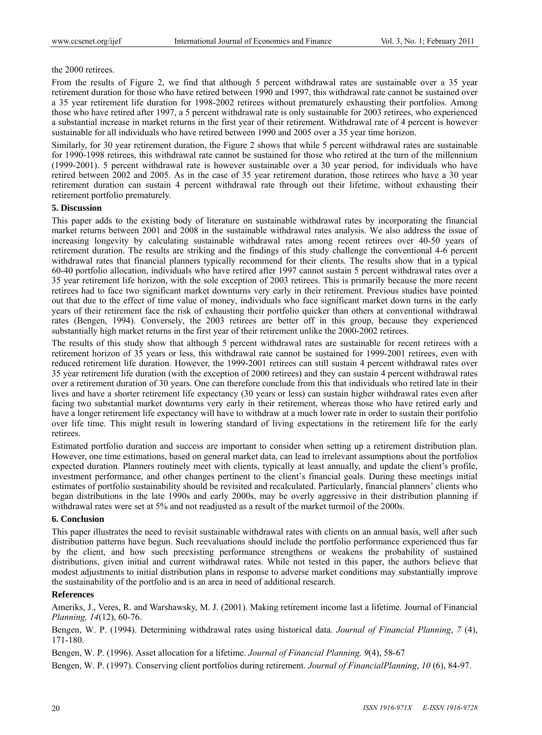the 2000 retirees.

From the results of Figure 2, we find that although 5 percent withdrawal rates are sustainable over a 35 year retirement duration for those who have retired between 1990 and 1997, this withdrawal rate cannot be sustained over a 35 year retirement life duration for 1998-2002 retirees without prematurely exhausting their portfolios. Among those who have retired after 1997, a 5 percent withdrawal rate is only sustainable for 2003 retirees, who experienced a substantial increase in market returns in the first year of their retirement. Withdrawal rate of 4 percent is however sustainable for all individuals who have retired between 1990 and 2005 over a 35 year time horizon.

Similarly, for 30 year retirement duration, the Figure 2 shows that while 5 percent withdrawal rates are sustainable for 1990-1998 retirees, this withdrawal rate cannot be sustained for those who retired at the turn of the millennium (1999-2001). 5 percent withdrawal rate is however sustainable over a 30 year period, for individuals who have retired between 2002 and 2005. As in the case of 35 year retirement duration, those retirees who have a 30 year retirement duration can sustain 4 percent withdrawal rate through out their lifetime, without exhausting their retirement portfolio prematurely.

## 5. Discussion

This paper adds to the existing body of literature on sustainable withdrawal rates by incorporating the financial market returns between 2001 and 2008 in the sustainable withdrawal rates analysis. We also address the issue of increasing longevity by calculating sustainable withdrawal rates among recent retirees over 40-50 years of retirement duration. The results are striking and the findings of this study challenge the conventional 4-6 percent withdrawal rates that financial planners typically recommend for their clients. The results show that in a typical 60-40 portfolio allocation, individuals who have retired after 1997 cannot sustain 5 percent withdrawal rates over a 35 year retirement life horizon, with the sole exception of 2003 retirees. This is primarily because the more recent retirees had to face two significant market downturns very early in their retirement. Previous studies have pointed out that due to the effect of time value of money, individuals who face significant market down turns in the early years of their retirement face the risk of exhausting their portfolio quicker than others at conventional withdrawal rates (Bengen, 1994). Conversely, the 2003 retirees are better off in this group, because they experienced substantially high market returns in the first year of their retirement unlike the 2000-2002 retirees.

The results of this study show that although 5 percent withdrawal rates are sustainable for recent retirees with a retirement horizon of 35 years or less, this withdrawal rate cannot be sustained for 1999-2001 retirees, even with reduced retirement life duration. However, the 1999-2001 retirees can still sustain 4 percent withdrawal rates over 35 year retirement life duration (with the exception of 2000 retirees) and they can sustain 4 percent withdrawal rates over a retirement duration of 30 years. One can therefore conclude from this that individuals who retired late in their lives and have a shorter retirement life expectancy (30 years or less) can sustain higher withdrawal rates even after facing two substantial market downturns very early in their retirement, whereas those who have retired early and have a longer retirement life expectancy will have to withdraw at a much lower rate in order to sustain their portfolio over life time. This might result in lowering standard of living expectations in the retirement life for the early retirees.

Estimated portfolio duration and success are important to consider when setting up a retirement distribution plan. However, one time estimations, based on general market data, can lead to irrelevant assumptions about the portfolios expected duration. Planners routinely meet with clients, typically at least annually, and update the client's profile, investment performance, and other changes pertinent to the client's financial goals. During these meetings initial estimates of portfolio sustainability should be revisited and recalculated. Particularly, financial planners' clients who began distributions in the late 1990s and early 2000s, may be overly aggressive in their distribution planning if withdrawal rates were set at 5% and not readjusted as a result of the market turmoil of the 2000s.

## 6. Conclusion

This paper illustrates the need to revisit sustainable withdrawal rates with clients on an annual basis, well after such distribution patterns have begun. Such reevaluations should include the portfolio performance experienced thus far by the client, and how such preexisting performance strengthens or weakens the probability of sustained distributions, given initial and current withdrawal rates. While not tested in this paper, the authors believe that modest adjustments to initial distribution plans in response to adverse market conditions may substantially improve the sustainability of the portfolio and is an area in need of additional research.

## References

Ameriks, J., Veres, R. and Warshawsky, M. J. (2001). Making retirement income last a lifetime. Journal of Financial *Planning, 14*(12), 60-76.

Bengen, W. P. (1994). Determining withdrawal rates using historical data. *Journal of Financial Planning*, *7* (4), 171-180.

Bengen, W. P. (1996). Asset allocation for a lifetime. *Journal of Financial Planning, 9*(4), 58-67

Bengen, W. P. (1997). Conserving client portfolios during retirement. *Journal of FinancialPlanning*, *10* (6), 84-97.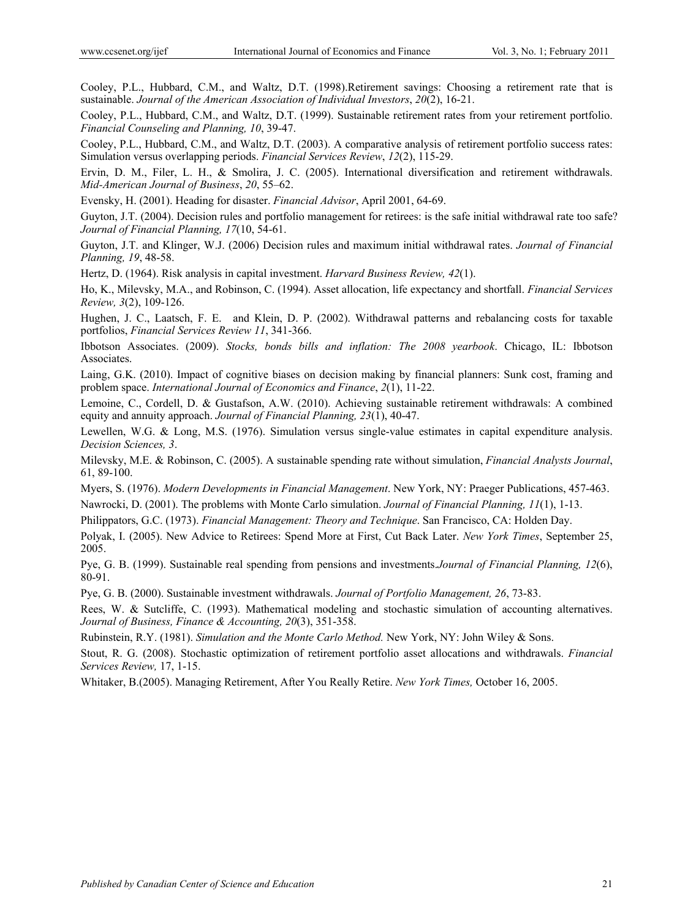Cooley, P.L., Hubbard, C.M., and Waltz, D.T. (1998).Retirement savings: Choosing a retirement rate that is sustainable. *Journal of the American Association of Individual Investors*, *20*(2), 16-21.

Cooley, P.L., Hubbard, C.M., and Waltz, D.T. (1999). Sustainable retirement rates from your retirement portfolio. *Financial Counseling and Planning, 10*, 39-47.

Cooley, P.L., Hubbard, C.M., and Waltz, D.T. (2003). A comparative analysis of retirement portfolio success rates: Simulation versus overlapping periods. *Financial Services Review*, *12*(2), 115-29.

Ervin, D. M., Filer, L. H., & Smolira, J. C. (2005). International diversification and retirement withdrawals. *Mid-American Journal of Business*, *20*, 55–62.

Evensky, H. (2001). Heading for disaster. *Financial Advisor*, April 2001, 64-69.

Guyton, J.T. (2004). Decision rules and portfolio management for retirees: is the safe initial withdrawal rate too safe? *Journal of Financial Planning, 17*(10, 54-61.

Guyton, J.T. and Klinger, W.J. (2006) Decision rules and maximum initial withdrawal rates. *Journal of Financial Planning, 19*, 48-58.

Hertz, D. (1964). Risk analysis in capital investment. *Harvard Business Review, 42*(1).

Ho, K., Milevsky, M.A., and Robinson, C. (1994). Asset allocation, life expectancy and shortfall. *Financial Services Review, 3*(2), 109-126.

Hughen, J. C., Laatsch, F. E. and Klein, D. P. (2002). Withdrawal patterns and rebalancing costs for taxable portfolios, *Financial Services Review 11*, 341-366.

Ibbotson Associates. (2009). *Stocks, bonds bills and inflation: The 2008 yearbook*. Chicago, IL: Ibbotson Associates.

Laing, G.K. (2010). Impact of cognitive biases on decision making by financial planners: Sunk cost, framing and problem space. *International Journal of Economics and Finance*, *2*(1), 11-22.

Lemoine, C., Cordell, D. & Gustafson, A.W. (2010). Achieving sustainable retirement withdrawals: A combined equity and annuity approach. *Journal of Financial Planning, 23*(1), 40-47.

Lewellen, W.G. & Long, M.S. (1976). Simulation versus single-value estimates in capital expenditure analysis. *Decision Sciences, 3*.

Milevsky, M.E. & Robinson, C. (2005). A sustainable spending rate without simulation, *Financial Analysts Journal*, 61, 89-100.

Myers, S. (1976). *Modern Developments in Financial Management*. New York, NY: Praeger Publications, 457-463.

Nawrocki, D. (2001). The problems with Monte Carlo simulation. *Journal of Financial Planning, 11*(1), 1-13.

Philippators, G.C. (1973). *Financial Management: Theory and Technique*. San Francisco, CA: Holden Day.

Polyak, I. (2005). New Advice to Retirees: Spend More at First, Cut Back Later. *New York Times*, September 25, 2005.

Pye, G. B. (1999). Sustainable real spending from pensions and investments.*Journal of Financial Planning, 12*(6), 80-91.

Pye, G. B. (2000). Sustainable investment withdrawals. *Journal of Portfolio Management, 26*, 73-83.

Rees, W. & Sutcliffe, C. (1993). Mathematical modeling and stochastic simulation of accounting alternatives. *Journal of Business, Finance & Accounting, 20*(3), 351-358.

Rubinstein, R.Y. (1981). *Simulation and the Monte Carlo Method.* New York, NY: John Wiley & Sons.

Stout, R. G. (2008). Stochastic optimization of retirement portfolio asset allocations and withdrawals. *Financial Services Review,* 17, 1-15.

Whitaker, B.(2005). Managing Retirement, After You Really Retire. *New York Times,* October 16, 2005.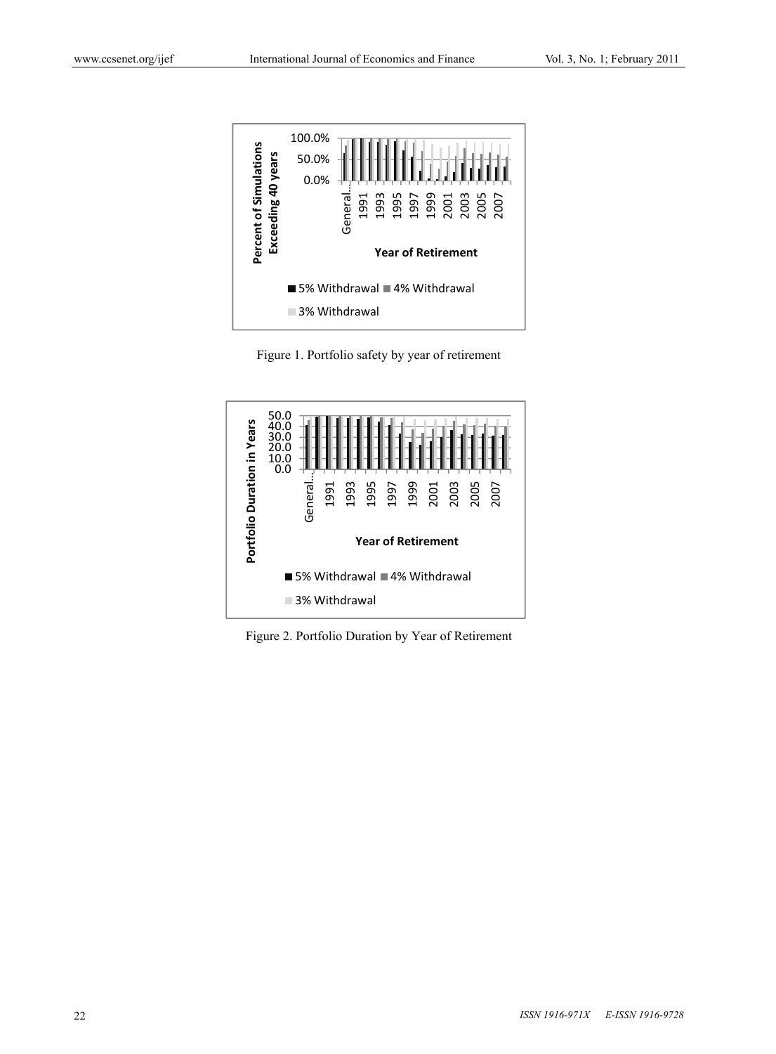Percent of Simulations Exceeding 40 years

100.0%
50.0%
0.0%

General…
1991
1993
1995
1997
1999
2001
2003
2005
2007

Year of Retirement

5% Withdrawal
4% Withdrawal
3% Withdrawal

Figure 1. Portfolio safety by year of retirement

Portfolio Duration in Years

50.0
40.0
30.0
20.0
10.0
0.0

General…
1991
1993
1995
1997
1999
2001
2003
2005
2007

Year of Retirement

5% Withdrawal
4% Withdrawal
3% Withdrawal

Figure 2. Portfolio Duration by Year of Retirement